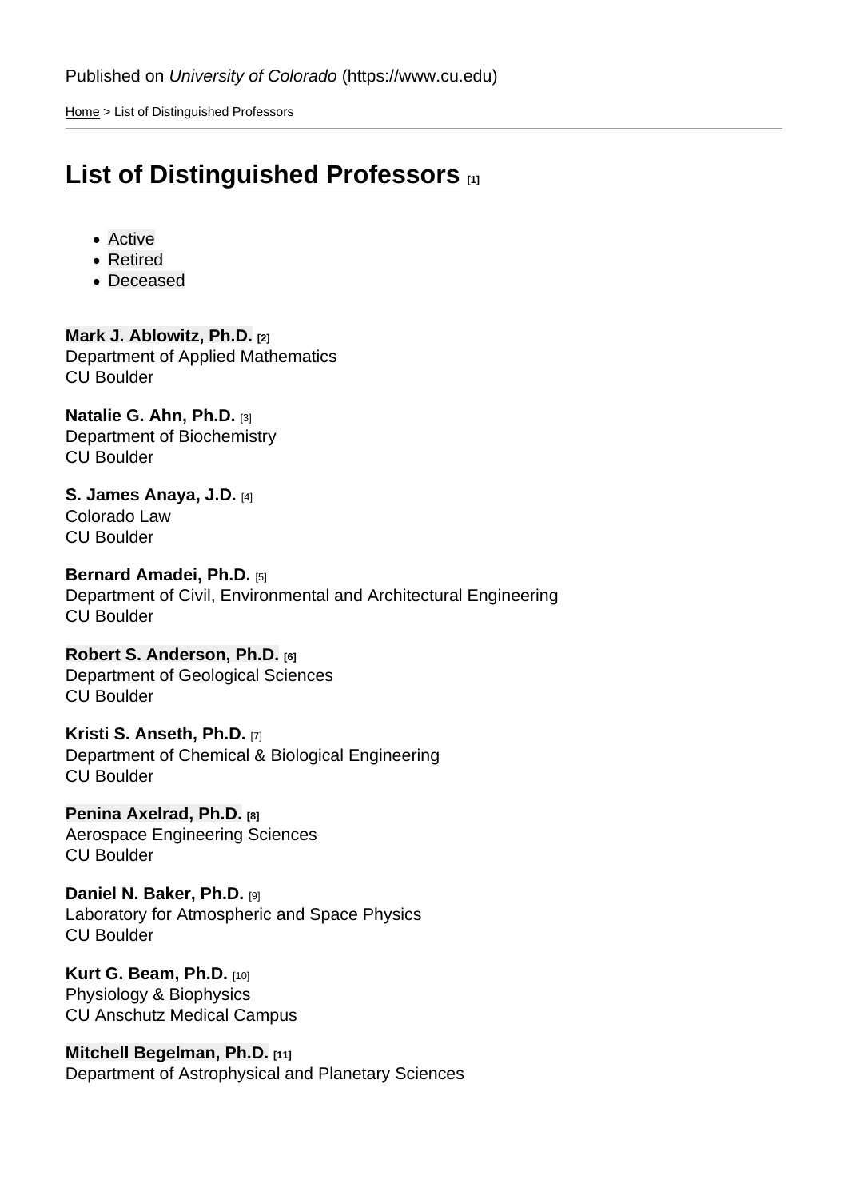Published on *University of Colorado* (https://www.cu.edu)

Home > List of Distinguished Professors

# List of Distinguished Professors [1]

- Active
- Retired
- Deceased

**Mark J. Ablowitz, Ph.D.** [2]
Department of Applied Mathematics
CU Boulder

**Natalie G. Ahn, Ph.D.** [3]
Department of Biochemistry
CU Boulder

**S. James Anaya, J.D.** [4]
Colorado Law
CU Boulder

**Bernard Amadei, Ph.D.** [5]
Department of Civil, Environmental and Architectural Engineering
CU Boulder

**Robert S. Anderson, Ph.D.** [6]
Department of Geological Sciences
CU Boulder

**Kristi S. Anseth, Ph.D.** [7]
Department of Chemical & Biological Engineering
CU Boulder

**Penina Axelrad, Ph.D.** [8]
Aerospace Engineering Sciences
CU Boulder

**Daniel N. Baker, Ph.D.** [9]
Laboratory for Atmospheric and Space Physics
CU Boulder

**Kurt G. Beam, Ph.D.** [10]
Physiology & Biophysics
CU Anschutz Medical Campus

**Mitchell Begelman, Ph.D.** [11]
Department of Astrophysical and Planetary Sciences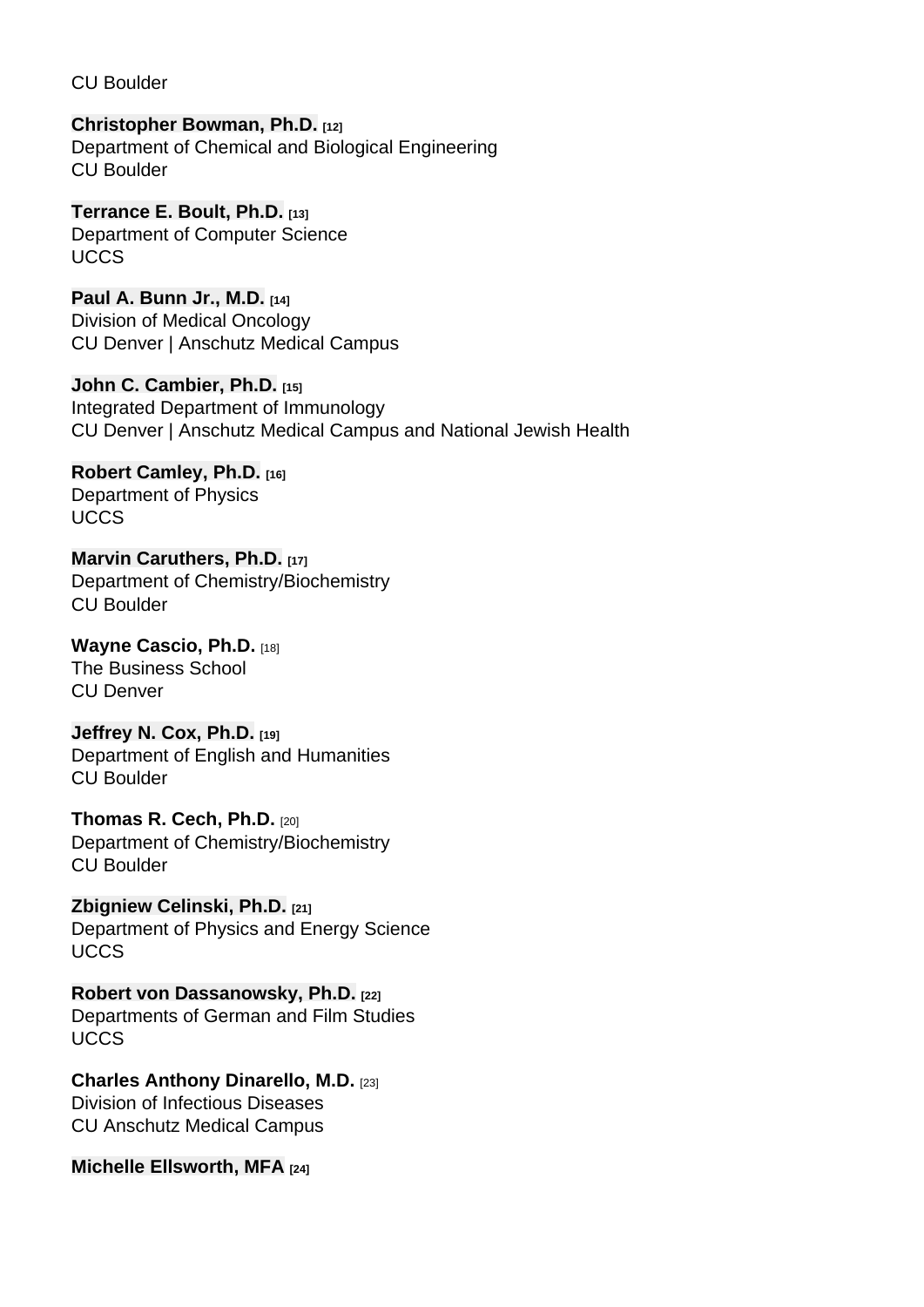CU Boulder

**Christopher Bowman, Ph.D.** [12]
Department of Chemical and Biological Engineering
CU Boulder

**Terrance E. Boult, Ph.D.** [13]
Department of Computer Science
UCCS

**Paul A. Bunn Jr., M.D.** [14]
Division of Medical Oncology
CU Denver | Anschutz Medical Campus

**John C. Cambier, Ph.D.** [15]
Integrated Department of Immunology
CU Denver | Anschutz Medical Campus and National Jewish Health

**Robert Camley, Ph.D.** [16]
Department of Physics
UCCS

**Marvin Caruthers, Ph.D.** [17]
Department of Chemistry/Biochemistry
CU Boulder

**Wayne Cascio, Ph.D.** [18]
The Business School
CU Denver

**Jeffrey N. Cox, Ph.D.** [19]
Department of English and Humanities
CU Boulder

**Thomas R. Cech, Ph.D.** [20]
Department of Chemistry/Biochemistry
CU Boulder

**Zbigniew Celinski, Ph.D.** [21]
Department of Physics and Energy Science
UCCS

**Robert von Dassanowsky, Ph.D.** [22]
Departments of German and Film Studies
UCCS

**Charles Anthony Dinarello, M.D.** [23]
Division of Infectious Diseases
CU Anschutz Medical Campus

**Michelle Ellsworth, MFA** [24]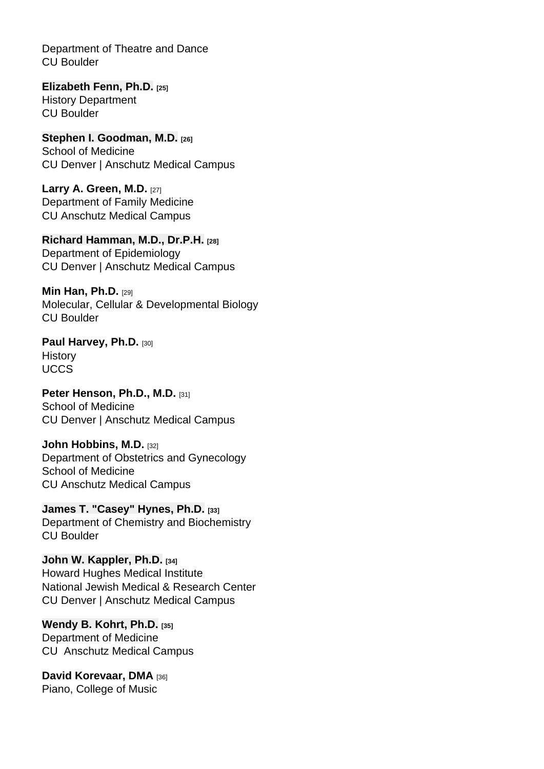Department of Theatre and Dance
CU Boulder

**Elizabeth Fenn, Ph.D.** [25]
History Department
CU Boulder

**Stephen I. Goodman, M.D.** [26]
School of Medicine
CU Denver | Anschutz Medical Campus

**Larry A. Green, M.D.** [27]
Department of Family Medicine
CU Anschutz Medical Campus

**Richard Hamman, M.D., Dr.P.H.** [28]
Department of Epidemiology
CU Denver | Anschutz Medical Campus

**Min Han, Ph.D.** [29]
Molecular, Cellular & Developmental Biology
CU Boulder

**Paul Harvey, Ph.D.** [30]
History
UCCS

**Peter Henson, Ph.D., M.D.** [31]
School of Medicine
CU Denver | Anschutz Medical Campus

**John Hobbins, M.D.** [32]
Department of Obstetrics and Gynecology
School of Medicine
CU Anschutz Medical Campus

**James T. "Casey" Hynes, Ph.D.** [33]
Department of Chemistry and Biochemistry
CU Boulder

**John W. Kappler, Ph.D.** [34]
Howard Hughes Medical Institute
National Jewish Medical & Research Center
CU Denver | Anschutz Medical Campus

**Wendy B. Kohrt, Ph.D.** [35]
Department of Medicine
CU Anschutz Medical Campus

**David Korevaar, DMA** [36]
Piano, College of Music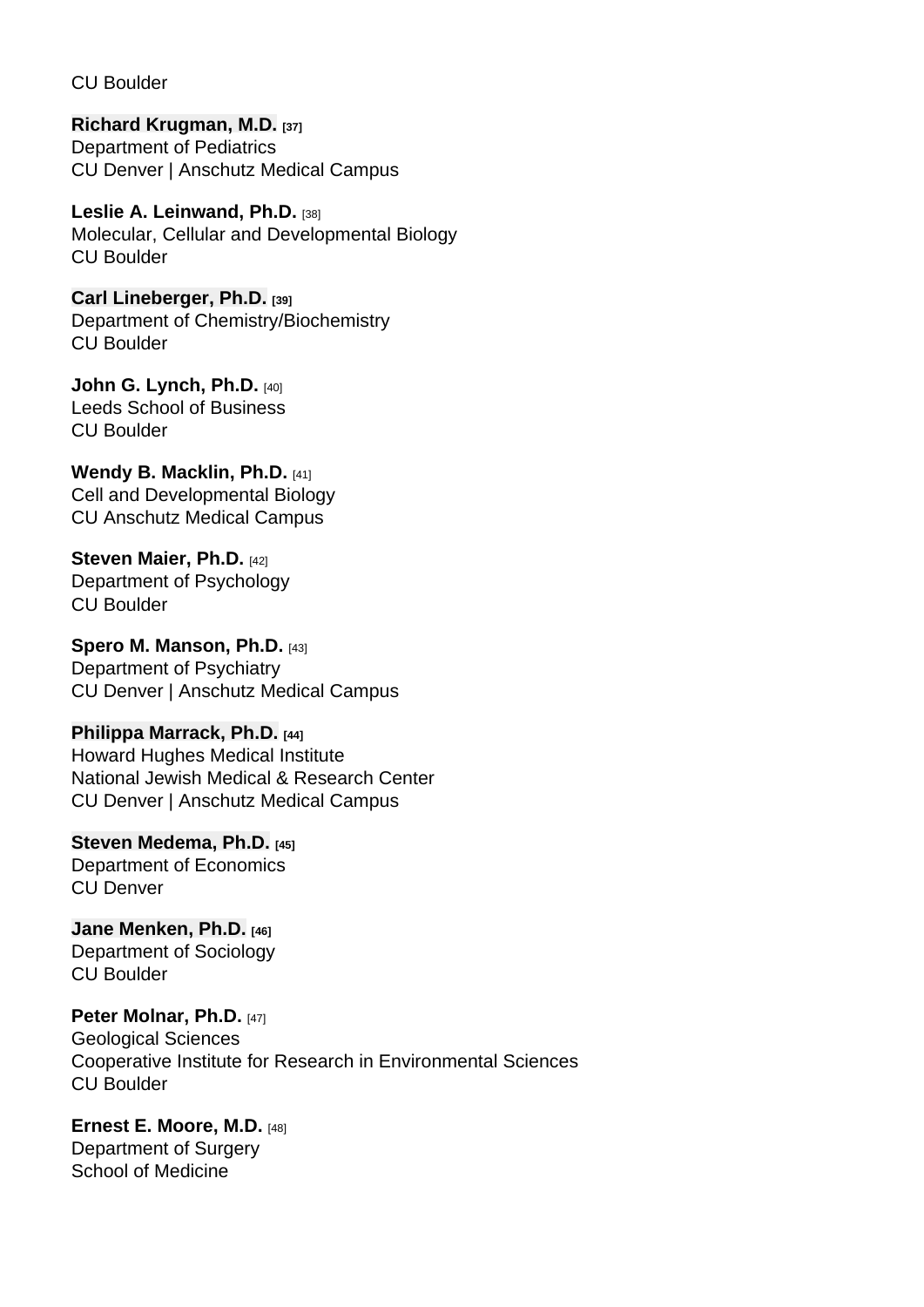CU Boulder

**Richard Krugman, M.D.** [37]
Department of Pediatrics
CU Denver | Anschutz Medical Campus

**Leslie A. Leinwand, Ph.D.** [38]
Molecular, Cellular and Developmental Biology
CU Boulder

**Carl Lineberger, Ph.D.** [39]
Department of Chemistry/Biochemistry
CU Boulder

**John G. Lynch, Ph.D.** [40]
Leeds School of Business
CU Boulder

**Wendy B. Macklin, Ph.D.** [41]
Cell and Developmental Biology
CU Anschutz Medical Campus

**Steven Maier, Ph.D.** [42]
Department of Psychology
CU Boulder

**Spero M. Manson, Ph.D.** [43]
Department of Psychiatry
CU Denver | Anschutz Medical Campus

**Philippa Marrack, Ph.D.** [44]
Howard Hughes Medical Institute
National Jewish Medical & Research Center
CU Denver | Anschutz Medical Campus

**Steven Medema, Ph.D.** [45]
Department of Economics
CU Denver

**Jane Menken, Ph.D.** [46]
Department of Sociology
CU Boulder

**Peter Molnar, Ph.D.** [47]
Geological Sciences
Cooperative Institute for Research in Environmental Sciences
CU Boulder

**Ernest E. Moore, M.D.** [48]
Department of Surgery
School of Medicine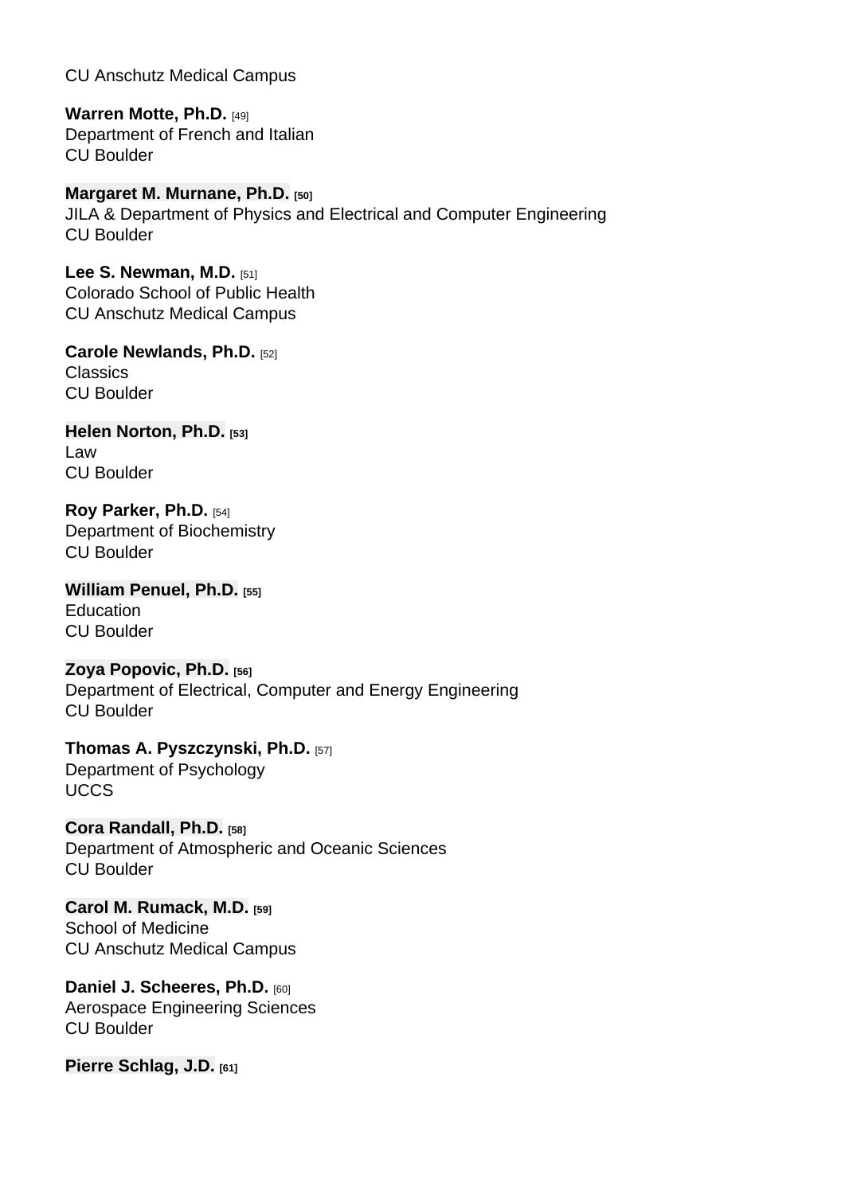CU Anschutz Medical Campus

**Warren Motte, Ph.D.** [49]
Department of French and Italian
CU Boulder

**Margaret M. Murnane, Ph.D.** **[50]**
JILA & Department of Physics and Electrical and Computer Engineering
CU Boulder

**Lee S. Newman, M.D.** [51]
Colorado School of Public Health
CU Anschutz Medical Campus

**Carole Newlands, Ph.D.** [52]
Classics
CU Boulder

**Helen Norton, Ph.D.** **[53]**
Law
CU Boulder

**Roy Parker, Ph.D.** [54]
Department of Biochemistry
CU Boulder

**William Penuel, Ph.D.** **[55]**
Education
CU Boulder

**Zoya Popovic, Ph.D.** **[56]**
Department of Electrical, Computer and Energy Engineering
CU Boulder

**Thomas A. Pyszczynski, Ph.D.** [57]
Department of Psychology
UCCS

**Cora Randall, Ph.D.** **[58]**
Department of Atmospheric and Oceanic Sciences
CU Boulder

**Carol M. Rumack, M.D.** **[59]**
School of Medicine
CU Anschutz Medical Campus

**Daniel J. Scheeres, Ph.D.** [60]
Aerospace Engineering Sciences
CU Boulder

**Pierre Schlag, J.D.** **[61]**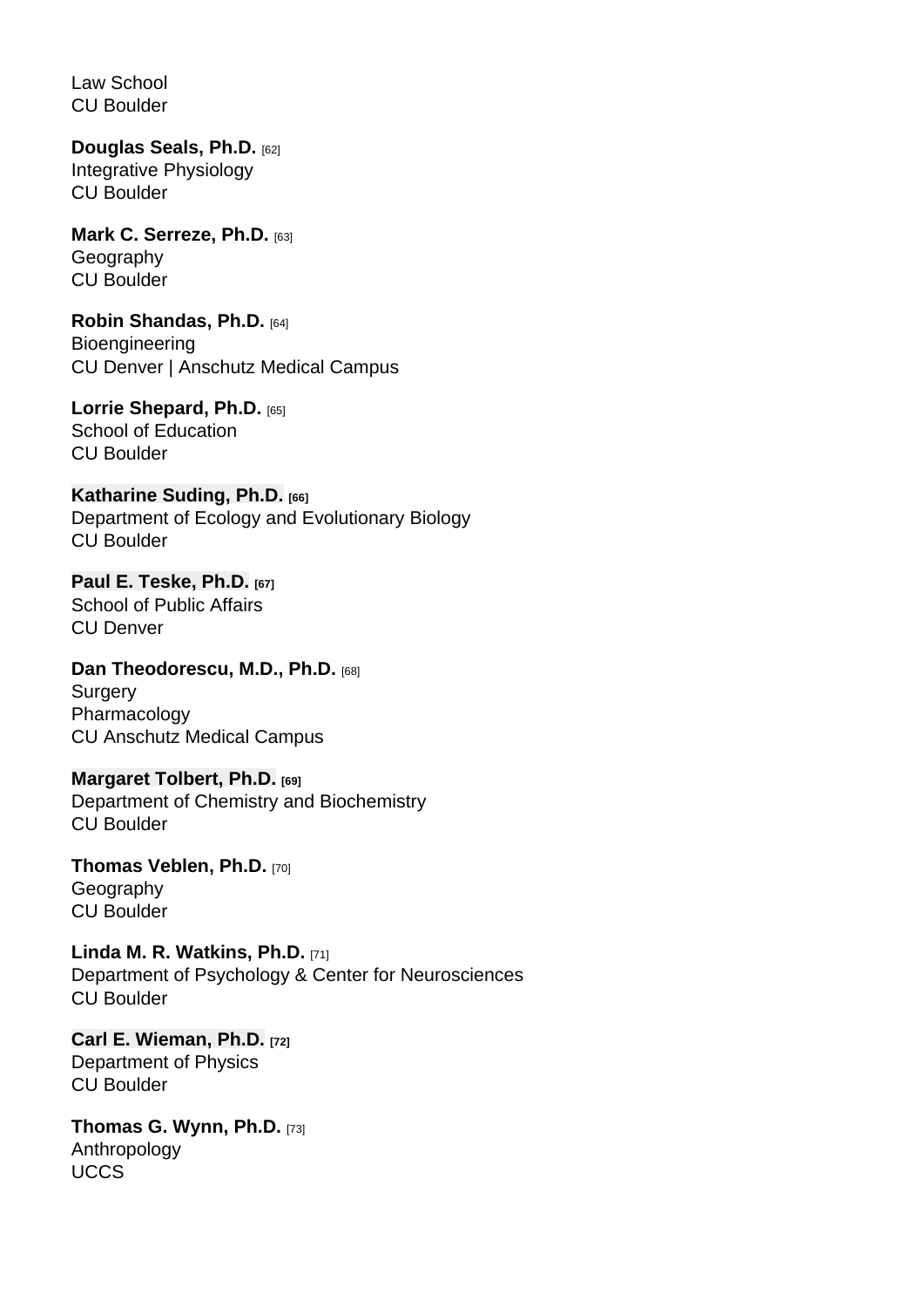Law School
CU Boulder

**Douglas Seals, Ph.D.** [62]
Integrative Physiology
CU Boulder

**Mark C. Serreze, Ph.D.** [63]
Geography
CU Boulder

**Robin Shandas, Ph.D.** [64]
Bioengineering
CU Denver | Anschutz Medical Campus

**Lorrie Shepard, Ph.D.** [65]
School of Education
CU Boulder

**Katharine Suding, Ph.D.** [66]
Department of Ecology and Evolutionary Biology
CU Boulder

**Paul E. Teske, Ph.D.** [67]
School of Public Affairs
CU Denver

**Dan Theodorescu, M.D., Ph.D.** [68]
Surgery
Pharmacology
CU Anschutz Medical Campus

**Margaret Tolbert, Ph.D.** [69]
Department of Chemistry and Biochemistry
CU Boulder

**Thomas Veblen, Ph.D.** [70]
Geography
CU Boulder

**Linda M. R. Watkins, Ph.D.** [71]
Department of Psychology & Center for Neurosciences
CU Boulder

**Carl E. Wieman, Ph.D.** [72]
Department of Physics
CU Boulder

**Thomas G. Wynn, Ph.D.** [73]
Anthropology
UCCS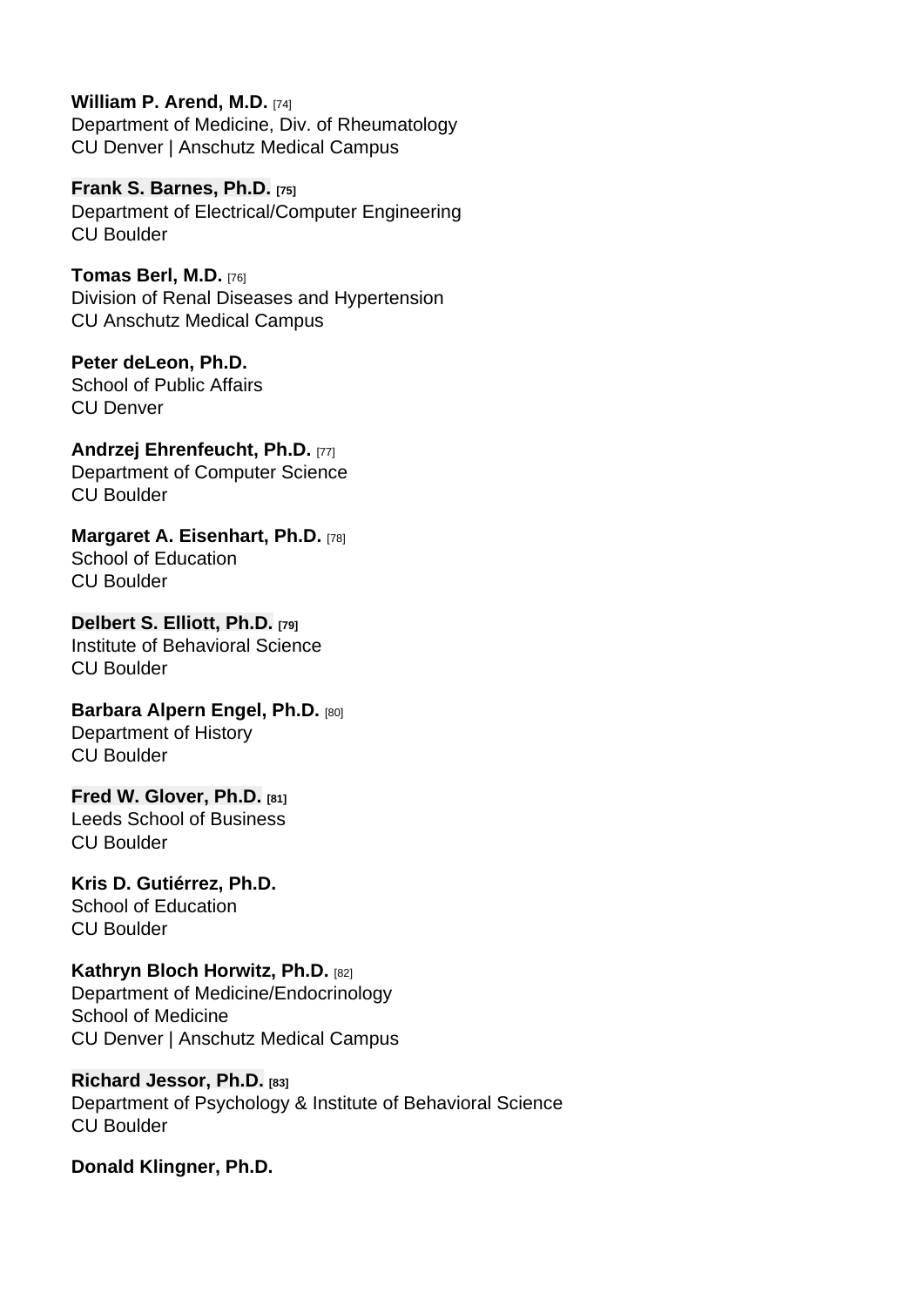**William P. Arend, M.D.** [74]
Department of Medicine, Div. of Rheumatology
CU Denver | Anschutz Medical Campus

**Frank S. Barnes, Ph.D.** [75]
Department of Electrical/Computer Engineering
CU Boulder

**Tomas Berl, M.D.** [76]
Division of Renal Diseases and Hypertension
CU Anschutz Medical Campus

**Peter deLeon, Ph.D.**
School of Public Affairs
CU Denver

**Andrzej Ehrenfeucht, Ph.D.** [77]
Department of Computer Science
CU Boulder

**Margaret A. Eisenhart, Ph.D.** [78]
School of Education
CU Boulder

**Delbert S. Elliott, Ph.D.** [79]
Institute of Behavioral Science
CU Boulder

**Barbara Alpern Engel, Ph.D.** [80]
Department of History
CU Boulder

**Fred W. Glover, Ph.D.** [81]
Leeds School of Business
CU Boulder

**Kris D. Gutiérrez, Ph.D.**
School of Education
CU Boulder

**Kathryn Bloch Horwitz, Ph.D.** [82]
Department of Medicine/Endocrinology
School of Medicine
CU Denver | Anschutz Medical Campus

**Richard Jessor, Ph.D.** [83]
Department of Psychology & Institute of Behavioral Science
CU Boulder

**Donald Klingner, Ph.D.**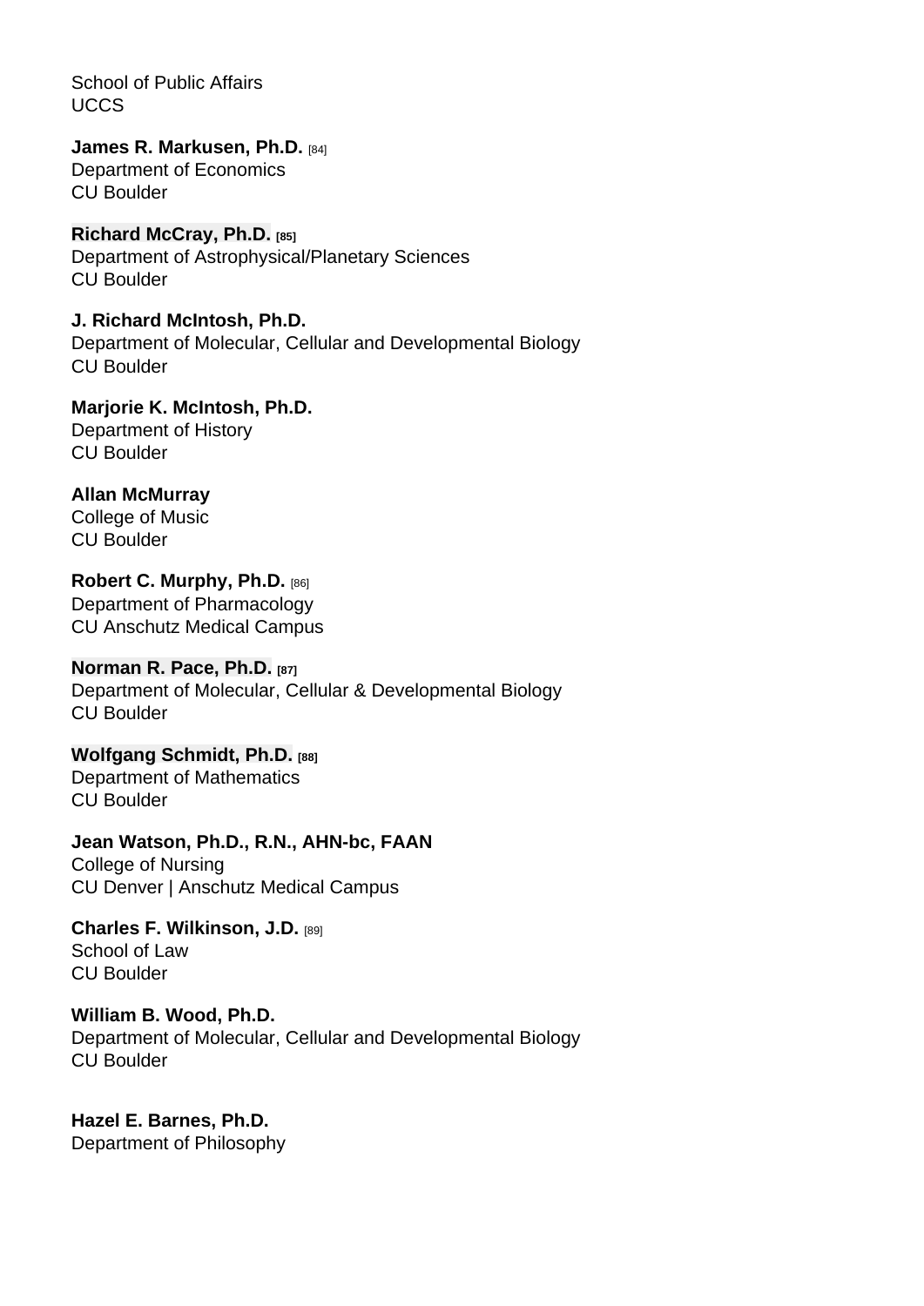School of Public Affairs
UCCS

**James R. Markusen, Ph.D.** [84]
Department of Economics
CU Boulder

**Richard McCray, Ph.D. [85]**
Department of Astrophysical/Planetary Sciences
CU Boulder

**J. Richard McIntosh, Ph.D.**
Department of Molecular, Cellular and Developmental Biology
CU Boulder

**Marjorie K. McIntosh, Ph.D.**
Department of History
CU Boulder

**Allan McMurray**
College of Music
CU Boulder

**Robert C. Murphy, Ph.D.** [86]
Department of Pharmacology
CU Anschutz Medical Campus

**Norman R. Pace, Ph.D. [87]**
Department of Molecular, Cellular & Developmental Biology
CU Boulder

**Wolfgang Schmidt, Ph.D. [88]**
Department of Mathematics
CU Boulder

**Jean Watson, Ph.D., R.N., AHN-bc, FAAN**
College of Nursing
CU Denver | Anschutz Medical Campus

**Charles F. Wilkinson, J.D.** [89]
School of Law
CU Boulder

**William B. Wood, Ph.D.**
Department of Molecular, Cellular and Developmental Biology
CU Boulder

**Hazel E. Barnes, Ph.D.**
Department of Philosophy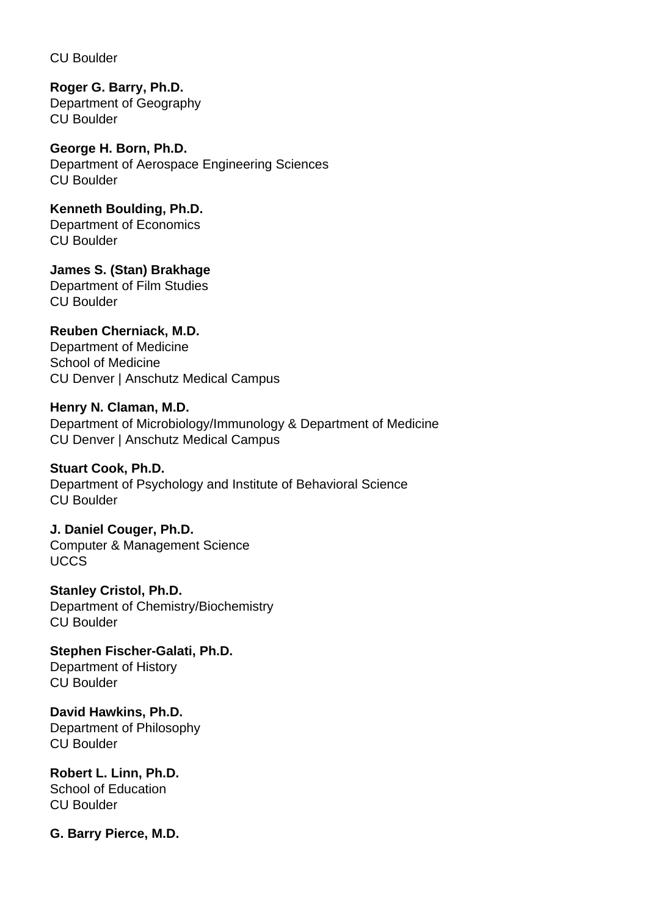CU Boulder

**Roger G. Barry, Ph.D.**
Department of Geography
CU Boulder

**George H. Born, Ph.D.**
Department of Aerospace Engineering Sciences
CU Boulder

**Kenneth Boulding, Ph.D.**
Department of Economics
CU Boulder

**James S. (Stan) Brakhage**
Department of Film Studies
CU Boulder

**Reuben Cherniack, M.D.**
Department of Medicine
School of Medicine
CU Denver | Anschutz Medical Campus

**Henry N. Claman, M.D.**
Department of Microbiology/Immunology & Department of Medicine
CU Denver | Anschutz Medical Campus

**Stuart Cook, Ph.D.**
Department of Psychology and Institute of Behavioral Science
CU Boulder

**J. Daniel Couger, Ph.D.**
Computer & Management Science
UCCS

**Stanley Cristol, Ph.D.**
Department of Chemistry/Biochemistry
CU Boulder

**Stephen Fischer-Galati, Ph.D.**
Department of History
CU Boulder

**David Hawkins, Ph.D.**
Department of Philosophy
CU Boulder

**Robert L. Linn, Ph.D.**
School of Education
CU Boulder

**G. Barry Pierce, M.D.**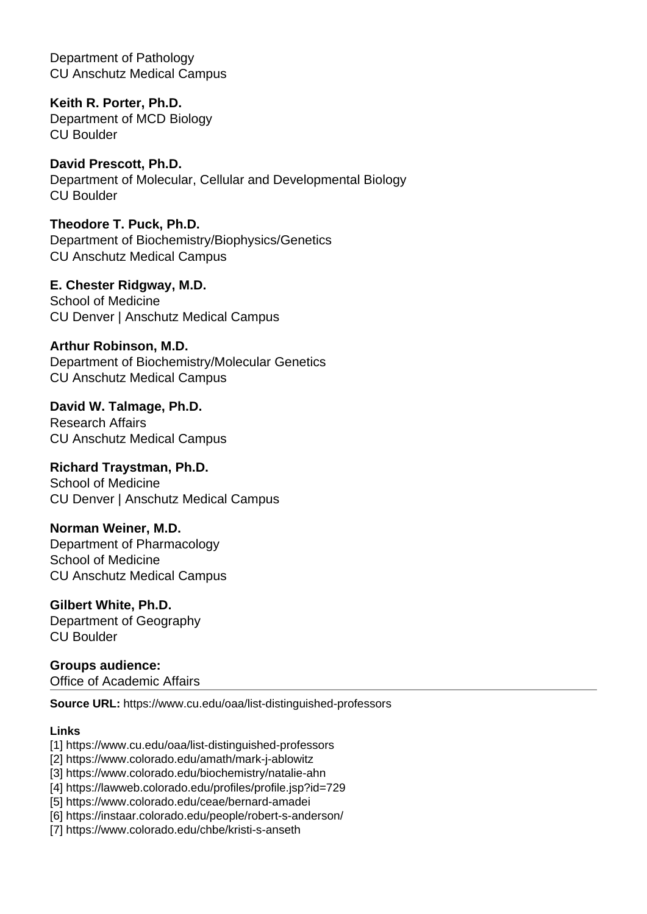Department of Pathology
CU Anschutz Medical Campus

**Keith R. Porter, Ph.D.**
Department of MCD Biology
CU Boulder

**David Prescott, Ph.D.**
Department of Molecular, Cellular and Developmental Biology
CU Boulder

**Theodore T. Puck, Ph.D.**
Department of Biochemistry/Biophysics/Genetics
CU Anschutz Medical Campus

**E. Chester Ridgway, M.D.**
School of Medicine
CU Denver | Anschutz Medical Campus

**Arthur Robinson, M.D.**
Department of Biochemistry/Molecular Genetics
CU Anschutz Medical Campus

**David W. Talmage, Ph.D.**
Research Affairs
CU Anschutz Medical Campus

**Richard Traystman, Ph.D.**
School of Medicine
CU Denver | Anschutz Medical Campus

**Norman Weiner, M.D.**
Department of Pharmacology
School of Medicine
CU Anschutz Medical Campus

**Gilbert White, Ph.D.**
Department of Geography
CU Boulder

**Groups audience:**
Office of Academic Affairs

---

**Source URL:** https://www.cu.edu/oaa/list-distinguished-professors

**Links**
[1] https://www.cu.edu/oaa/list-distinguished-professors
[2] https://www.colorado.edu/amath/mark-j-ablowitz
[3] https://www.colorado.edu/biochemistry/natalie-ahn
[4] https://lawweb.colorado.edu/profiles/profile.jsp?id=729
[5] https://www.colorado.edu/ceae/bernard-amadei
[6] https://instaar.colorado.edu/people/robert-s-anderson/
[7] https://www.colorado.edu/chbe/kristi-s-anseth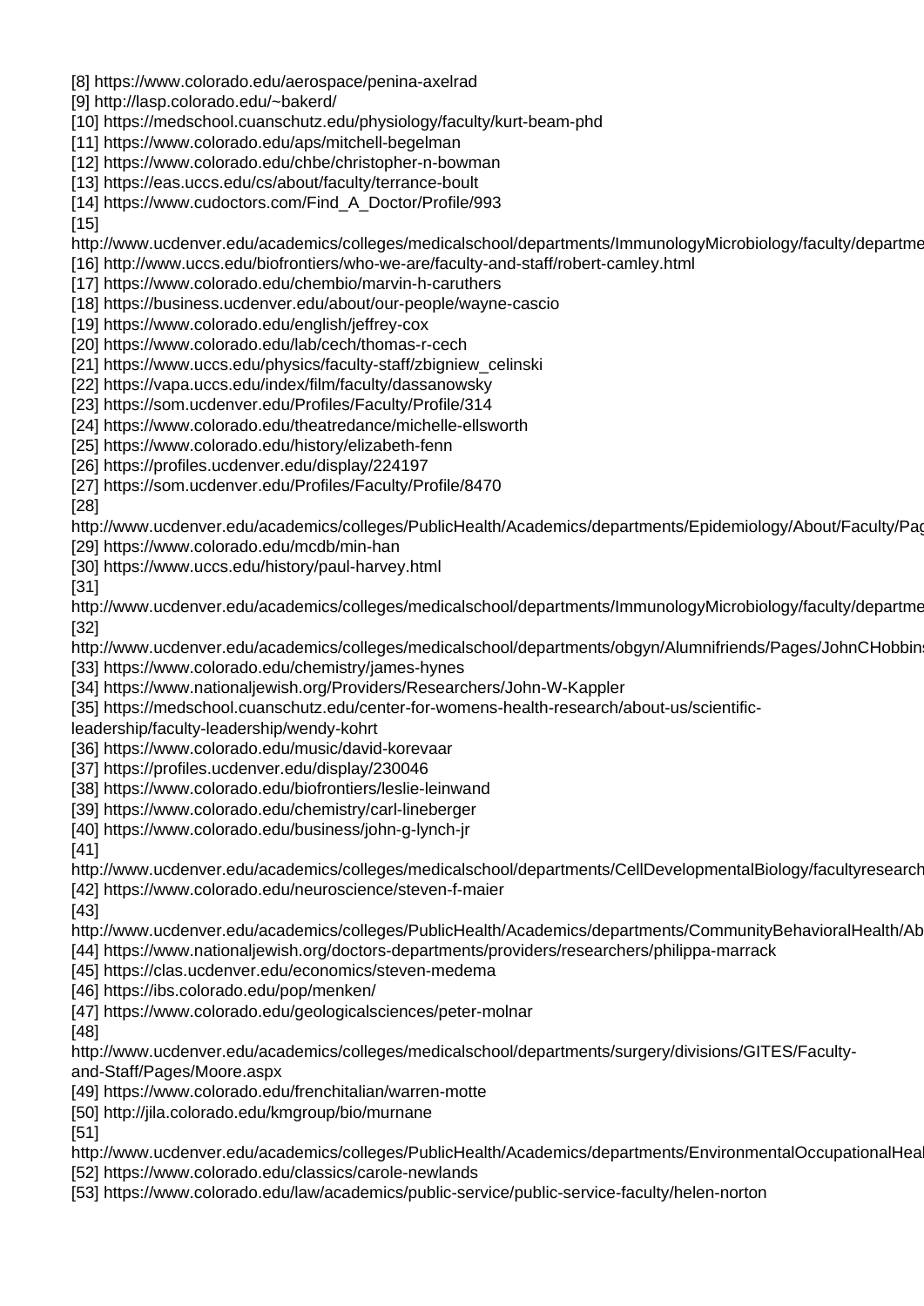[8] https://www.colorado.edu/aerospace/penina-axelrad
[9] http://lasp.colorado.edu/~bakerd/
[10] https://medschool.cuanschutz.edu/physiology/faculty/kurt-beam-phd
[11] https://www.colorado.edu/aps/mitchell-begelman
[12] https://www.colorado.edu/chbe/christopher-n-bowman
[13] https://eas.uccs.edu/cs/about/faculty/terrance-boult
[14] https://www.cudoctors.com/Find_A_Doctor/Profile/993
[15]
http://www.ucdenver.edu/academics/colleges/medicalschool/departments/ImmunologyMicrobiology/faculty/departme
[16] http://www.uccs.edu/biofrontiers/who-we-are/faculty-and-staff/robert-camley.html
[17] https://www.colorado.edu/chembio/marvin-h-caruthers
[18] https://business.ucdenver.edu/about/our-people/wayne-cascio
[19] https://www.colorado.edu/english/jeffrey-cox
[20] https://www.colorado.edu/lab/cech/thomas-r-cech
[21] https://www.uccs.edu/physics/faculty-staff/zbigniew_celinski
[22] https://vapa.uccs.edu/index/film/faculty/dassanowsky
[23] https://som.ucdenver.edu/Profiles/Faculty/Profile/314
[24] https://www.colorado.edu/theatredance/michelle-ellsworth
[25] https://www.colorado.edu/history/elizabeth-fenn
[26] https://profiles.ucdenver.edu/display/224197
[27] https://som.ucdenver.edu/Profiles/Faculty/Profile/8470
[28]
http://www.ucdenver.edu/academics/colleges/PublicHealth/Academics/departments/Epidemiology/About/Faculty/Pag
[29] https://www.colorado.edu/mcdb/min-han
[30] https://www.uccs.edu/history/paul-harvey.html
[31]
http://www.ucdenver.edu/academics/colleges/medicalschool/departments/ImmunologyMicrobiology/faculty/departme
[32]
http://www.ucdenver.edu/academics/colleges/medicalschool/departments/obgyn/Alumnifriends/Pages/JohnCHobbins
[33] https://www.colorado.edu/chemistry/james-hynes
[34] https://www.nationaljewish.org/Providers/Researchers/John-W-Kappler
[35] https://medschool.cuanschutz.edu/center-for-womens-health-research/about-us/scientific-leadership/faculty-leadership/wendy-kohrt
[36] https://www.colorado.edu/music/david-korevaar
[37] https://profiles.ucdenver.edu/display/230046
[38] https://www.colorado.edu/biofrontiers/leslie-leinwand
[39] https://www.colorado.edu/chemistry/carl-lineberger
[40] https://www.colorado.edu/business/john-g-lynch-jr
[41]
http://www.ucdenver.edu/academics/colleges/medicalschool/departments/CellDevelopmentalBiology/facultyresearch
[42] https://www.colorado.edu/neuroscience/steven-f-maier
[43]
http://www.ucdenver.edu/academics/colleges/PublicHealth/Academics/departments/CommunityBehavioralHealth/Ab
[44] https://www.nationaljewish.org/doctors-departments/providers/researchers/philippa-marrack
[45] https://clas.ucdenver.edu/economics/steven-medema
[46] https://ibs.colorado.edu/pop/menken/
[47] https://www.colorado.edu/geologicalsciences/peter-molnar
[48]
http://www.ucdenver.edu/academics/colleges/medicalschool/departments/surgery/divisions/GITES/Faculty-and-Staff/Pages/Moore.aspx
[49] https://www.colorado.edu/frenchitalian/warren-motte
[50] http://jila.colorado.edu/kmgroup/bio/murnane
[51]
http://www.ucdenver.edu/academics/colleges/PublicHealth/Academics/departments/EnvironmentalOccupationalHeal
[52] https://www.colorado.edu/classics/carole-newlands
[53] https://www.colorado.edu/law/academics/public-service/public-service-faculty/helen-norton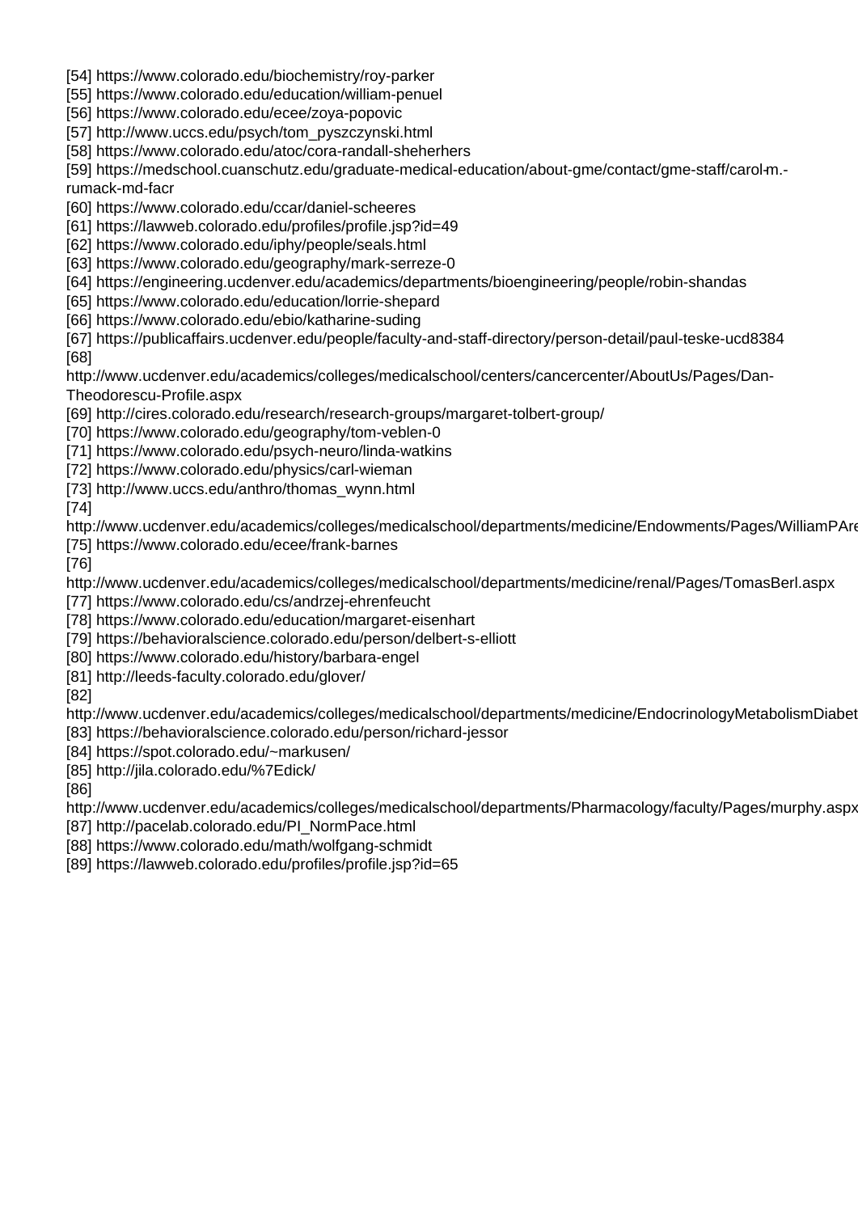[54] https://www.colorado.edu/biochemistry/roy-parker
[55] https://www.colorado.edu/education/william-penuel
[56] https://www.colorado.edu/ecee/zoya-popovic
[57] http://www.uccs.edu/psych/tom_pyszczynski.html
[58] https://www.colorado.edu/atoc/cora-randall-sheherhers
[59] https://medschool.cuanschutz.edu/graduate-medical-education/about-gme/contact/gme-staff/carol-m.-rumack-md-facr
[60] https://www.colorado.edu/ccar/daniel-scheeres
[61] https://lawweb.colorado.edu/profiles/profile.jsp?id=49
[62] https://www.colorado.edu/iphy/people/seals.html
[63] https://www.colorado.edu/geography/mark-serreze-0
[64] https://engineering.ucdenver.edu/academics/departments/bioengineering/people/robin-shandas
[65] https://www.colorado.edu/education/lorrie-shepard
[66] https://www.colorado.edu/ebio/katharine-suding
[67] https://publicaffairs.ucdenver.edu/people/faculty-and-staff-directory/person-detail/paul-teske-ucd8384
[68] http://www.ucdenver.edu/academics/colleges/medicalschool/centers/cancercenter/AboutUs/Pages/Dan-Theodorescu-Profile.aspx
[69] http://cires.colorado.edu/research/research-groups/margaret-tolbert-group/
[70] https://www.colorado.edu/geography/tom-veblen-0
[71] https://www.colorado.edu/psych-neuro/linda-watkins
[72] https://www.colorado.edu/physics/carl-wieman
[73] http://www.uccs.edu/anthro/thomas_wynn.html
[74] http://www.ucdenver.edu/academics/colleges/medicalschool/departments/medicine/Endowments/Pages/WilliamPAre
[75] https://www.colorado.edu/ecee/frank-barnes
[76] http://www.ucdenver.edu/academics/colleges/medicalschool/departments/medicine/renal/Pages/TomasBerl.aspx
[77] https://www.colorado.edu/cs/andrzej-ehrenfeucht
[78] https://www.colorado.edu/education/margaret-eisenhart
[79] https://behavioralscience.colorado.edu/person/delbert-s-elliott
[80] https://www.colorado.edu/history/barbara-engel
[81] http://leeds-faculty.colorado.edu/glover/
[82] http://www.ucdenver.edu/academics/colleges/medicalschool/departments/medicine/EndocrinologyMetabolismDiabet
[83] https://behavioralscience.colorado.edu/person/richard-jessor
[84] https://spot.colorado.edu/~markusen/
[85] http://jila.colorado.edu/%7Edick/
[86] http://www.ucdenver.edu/academics/colleges/medicalschool/departments/Pharmacology/faculty/Pages/murphy.aspx
[87] http://pacelab.colorado.edu/PI_NormPace.html
[88] https://www.colorado.edu/math/wolfgang-schmidt
[89] https://lawweb.colorado.edu/profiles/profile.jsp?id=65